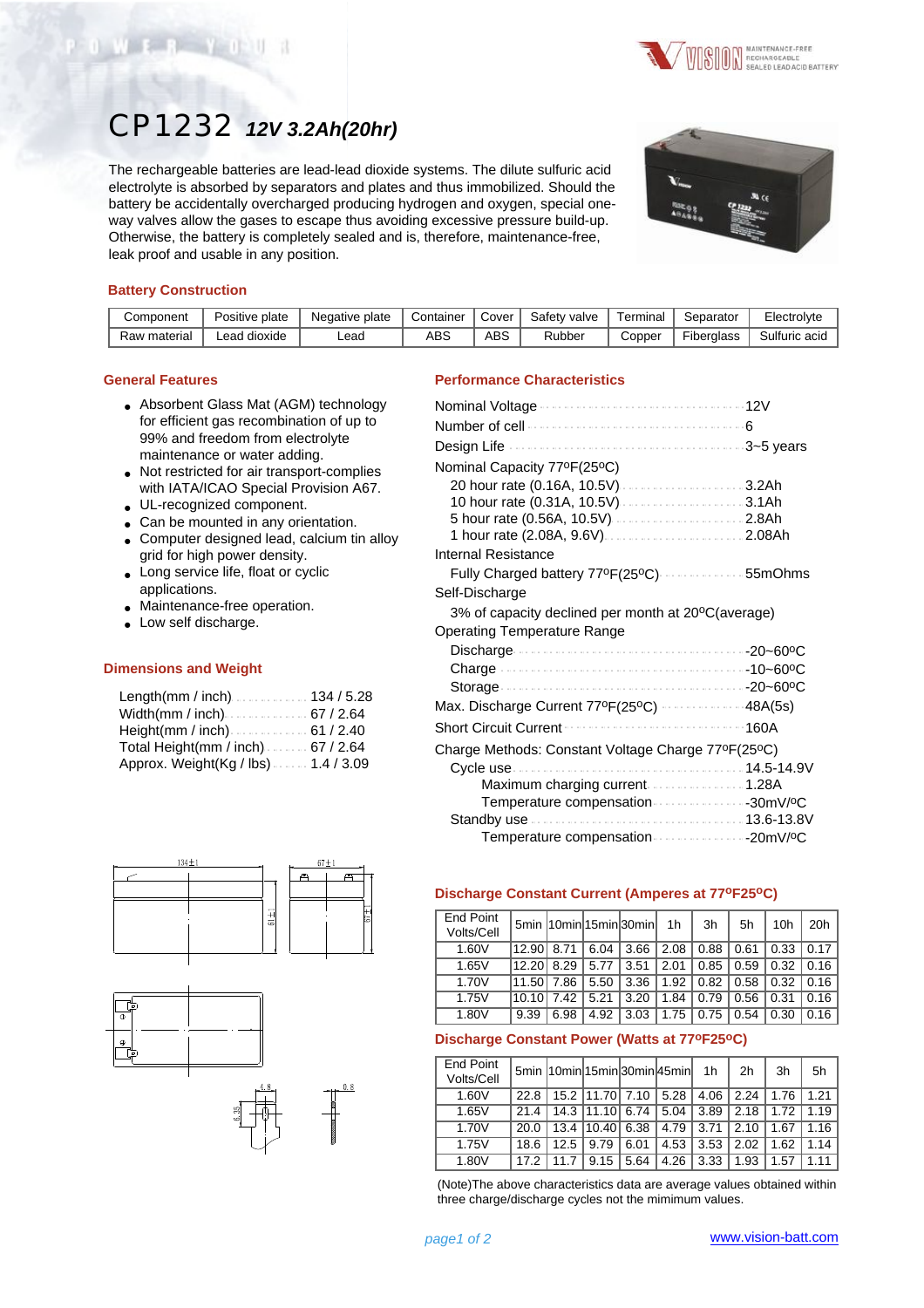# CP1232 *12V 3.2Ah(20hr)*

The rechargeable batteries are lead-lead dioxide systems. The dilute sulfuric acid electrolyte is absorbed by separators and plates and thus immobilized. Should the battery be accidentally overcharged producing hydrogen and oxygen, special one-way valves allow the gases to escape thus avoiding excessive pressure build-up. Otherwise, the battery is completely sealed and is, therefore, maintenance-free, leak proof and usable in any position.

## Battery Construction

| Component | Positive plate | Negative plate | Container | Cover | Safety valve | Terminal | Separator | Electrolyte |
|---|---|---|---|---|---|---|---|---|
| Raw material | Lead dioxide | Lead | ABS | ABS | Rubber | Copper | Fiberglass | Sulfuric acid |

## General Features

- Absorbent Glass Mat (AGM) technology for efficient gas recombination of up to 99% and freedom from electrolyte maintenance or water adding.
- Not restricted for air transport-complies with IATA/ICAO Special Provision A67.
- UL-recognized component.
- Can be mounted in any orientation.
- Computer designed lead, calcium tin alloy grid for high power density.
- Long service life, float or cyclic applications.
- Maintenance-free operation.
- Low self discharge.

## Dimensions and Weight

- Length(mm / inch) ........ 134 / 5.28
- Width(mm / inch) ........ 67 / 2.64
- Height(mm / inch) ........ 61 / 2.40
- Total Height(mm / inch) ........ 67 / 2.64
- Approx. Weight(Kg / lbs) ........ 1.4 / 3.09

## Performance Characteristics

- Nominal Voltage ........ 12V
- Number of cell ........ 6
- Design Life ........ 3~5 years
- Nominal Capacity 77ºF(25ºC)
  - 20 hour rate (0.16A, 10.5V) ........ 3.2Ah
  - 10 hour rate (0.31A, 10.5V) ........ 3.1Ah
  - 5 hour rate (0.56A, 10.5V) ........ 2.8Ah
  - 1 hour rate (2.08A, 9.6V) ........ 2.08Ah
- Internal Resistance
  - Fully Charged battery 77ºF(25ºC) ........ 55mOhms
- Self-Discharge
  - 3% of capacity declined per month at 20ºC(average)
- Operating Temperature Range
  - Discharge ........ -20~60ºC
  - Charge ........ -10~60ºC
  - Storage ........ -20~60ºC
- Max. Discharge Current 77ºF(25ºC) ........ 48A(5s)
- Short Circuit Current ........ 160A
- Charge Methods: Constant Voltage Charge 77ºF(25ºC)
  - Cycle use ........ 14.5-14.9V
    - Maximum charging current ........ 1.28A
    - Temperature compensation ........ -30mV/ºC
  - Standby use ........ 13.6-13.8V
    - Temperature compensation ........ -20mV/ºC

## Discharge Constant Current (Amperes at 77ºF25ºC)

| End Point Volts/Cell | 5min | 10min | 15min | 30min | 1h | 3h | 5h | 10h | 20h |
|---|---|---|---|---|---|---|---|---|---|
| 1.60V | 12.90 | 8.71 | 6.04 | 3.66 | 2.08 | 0.88 | 0.61 | 0.33 | 0.17 |
| 1.65V | 12.20 | 8.29 | 5.77 | 3.51 | 2.01 | 0.85 | 0.59 | 0.32 | 0.16 |
| 1.70V | 11.50 | 7.86 | 5.50 | 3.36 | 1.92 | 0.82 | 0.58 | 0.32 | 0.16 |
| 1.75V | 10.10 | 7.42 | 5.21 | 3.20 | 1.84 | 0.79 | 0.56 | 0.31 | 0.16 |
| 1.80V | 9.39 | 6.98 | 4.92 | 3.03 | 1.75 | 0.75 | 0.54 | 0.30 | 0.16 |

## Discharge Constant Power (Watts at 77ºF25ºC)

| End Point Volts/Cell | 5min | 10min | 15min | 30min | 45min | 1h | 2h | 3h | 5h |
|---|---|---|---|---|---|---|---|---|---|
| 1.60V | 22.8 | 15.2 | 11.70 | 7.10 | 5.28 | 4.06 | 2.24 | 1.76 | 1.21 |
| 1.65V | 21.4 | 14.3 | 11.10 | 6.74 | 5.04 | 3.89 | 2.18 | 1.72 | 1.19 |
| 1.70V | 20.0 | 13.4 | 10.40 | 6.38 | 4.79 | 3.71 | 2.10 | 1.67 | 1.16 |
| 1.75V | 18.6 | 12.5 | 9.79 | 6.01 | 4.53 | 3.53 | 2.02 | 1.62 | 1.14 |
| 1.80V | 17.2 | 11.7 | 9.15 | 5.64 | 4.26 | 3.33 | 1.93 | 1.57 | 1.11 |

(Note)The above characteristics data are average values obtained within three charge/discharge cycles not the mimimum values.

www.vision-batt.com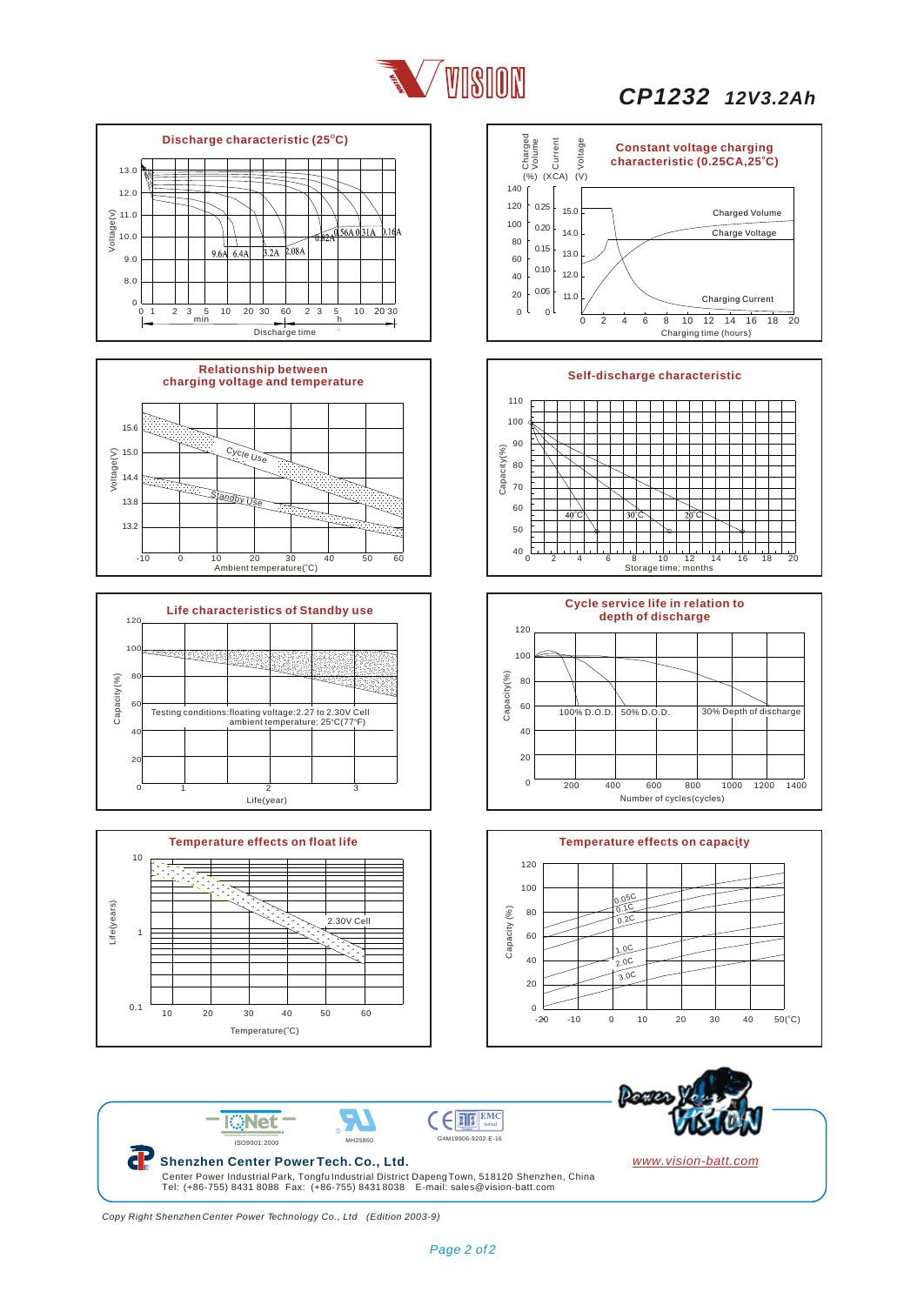# CP1232 12V3.2Ah

## Discharge characteristic (25°C)

Voltage(v)

13.0
12.0
11.0
10.0
9.0
8.0
0

9.6A 6.4A 3.2A 2.08A 0.82A 0.56A 0.31A 0.16A

0 1 2 3 5 10 20 30 60 2 3 5 10 20 30

min h

Discharge time

## Constant voltage charging characteristic (0.25CA,25°C)

Charged Volume (%) Current (XCA) Voltage (V)

140 120 100 80 60 40 20 0

0.25 0.20 0.15 0.10 0.05 0

15.0 14.0 13.0 12.0 11.0

Charged Volume

Charge Voltage

Charging Current

0 2 4 6 8 10 12 14 16 18 20

Charging time (hours)

## Relationship between charging voltage and temperature

Voltage(V)

15.6
15.0
14.4
13.8
13.2

Cycle Use

Standby Use

-10 0 10 20 30 40 50 60

Ambient temperature(°C)

## Self-discharge characteristic

Capacity(%)

110 100 90 80 70 60 50 40

40°C 30°C 20°C

0 2 4 6 8 10 12 14 16 18 20

Storage time: months

## Life characteristics of Standby use

Capacity(%)

120 100 80 60 40 20 0

Testing conditions:floating voltage:2.27 to 2.30V Cell
ambient temperature: 25°C(77°F)

1 2 3

Life(year)

## Cycle service life in relation to depth of discharge

Capacity(%)

120 100 80 60 40 20 0

100% D.O.D. 50% D.O.D. 30% Depth of discharge

200 400 600 800 1000 1200 1400

Number of cycles(cycles)

## Temperature effects on float life

Life(years)

10
1
0.1

2.30V Cell

10 20 30 40 50 60

Temperature(°C)

## Temperature effects on capacity

Capacity (%)

120 100 80 60 40 20 0

0.05C 0.1C 0.2C 1.0C 2.0C 3.0C

-20 -10 0 10 20 30 40 50(°C)

---

IQNet ISO9001:2000 MH25860 G4M19906-9202-E-16

**Shenzhen Center Power Tech. Co., Ltd.**

Center Power Industrial Park, Tongfu Industrial District Dapeng Town, 518120 Shenzhen, China
Tel: (+86-755) 8431 8088 Fax: (+86-755) 8431 8038 E-mail: sales@vision-batt.com

www.vision-batt.com

*Copy Right Shenzhen Center Power Technology Co., Ltd (Edition 2003-9)*